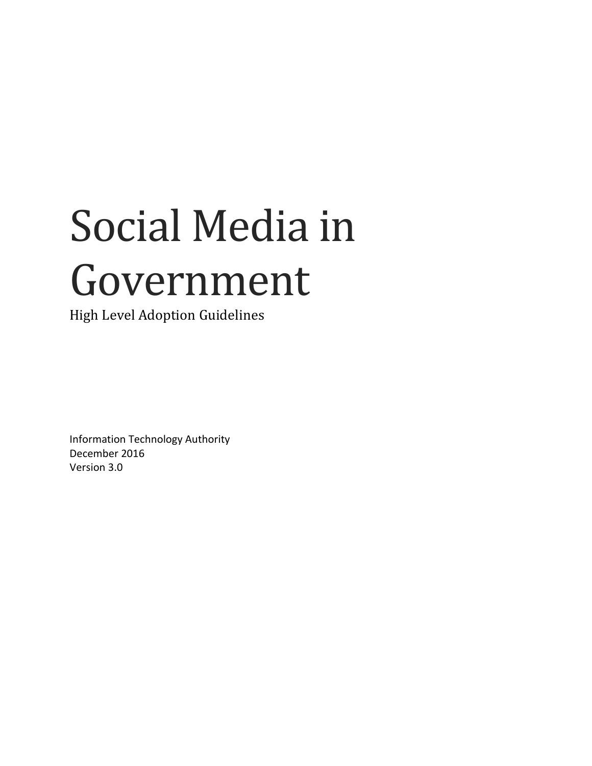# Social Media in Government

High Level Adoption Guidelines

Information Technology Authority
December 2016
Version 3.0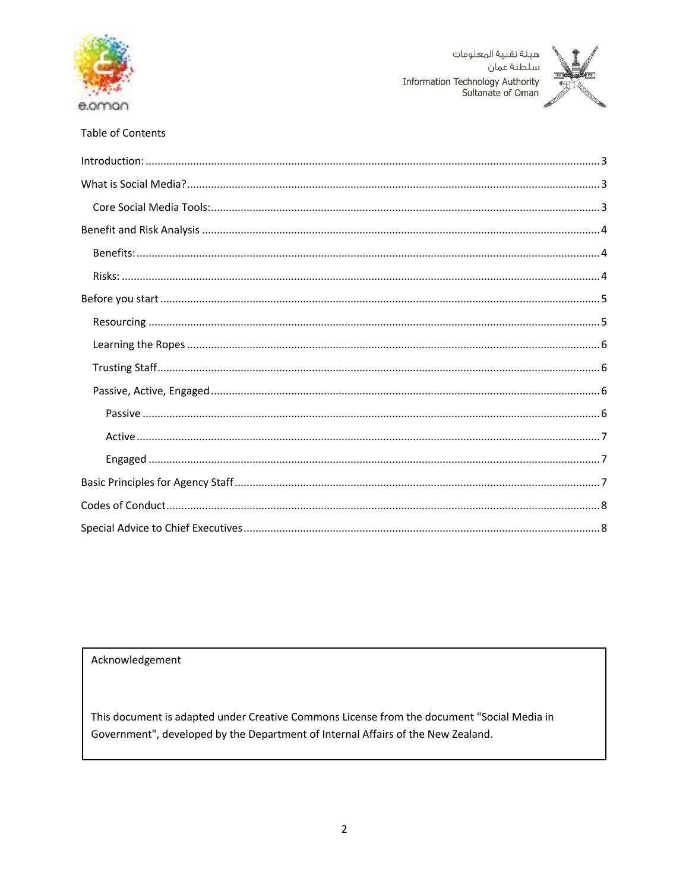Table of Contents

- Introduction: ..... 3
- What is Social Media? ..... 3
  - Core Social Media Tools: ..... 3
- Benefit and Risk Analysis ..... 4
  - Benefits: ..... 4
  - Risks: ..... 4
- Before you start ..... 5
  - Resourcing ..... 5
  - Learning the Ropes ..... 6
  - Trusting Staff ..... 6
  - Passive, Active, Engaged ..... 6
    - Passive ..... 6
    - Active ..... 7
    - Engaged ..... 7
- Basic Principles for Agency Staff ..... 7
- Codes of Conduct ..... 8
- Special Advice to Chief Executives ..... 8

Acknowledgement

This document is adapted under Creative Commons License from the document "Social Media in Government", developed by the Department of Internal Affairs of the New Zealand.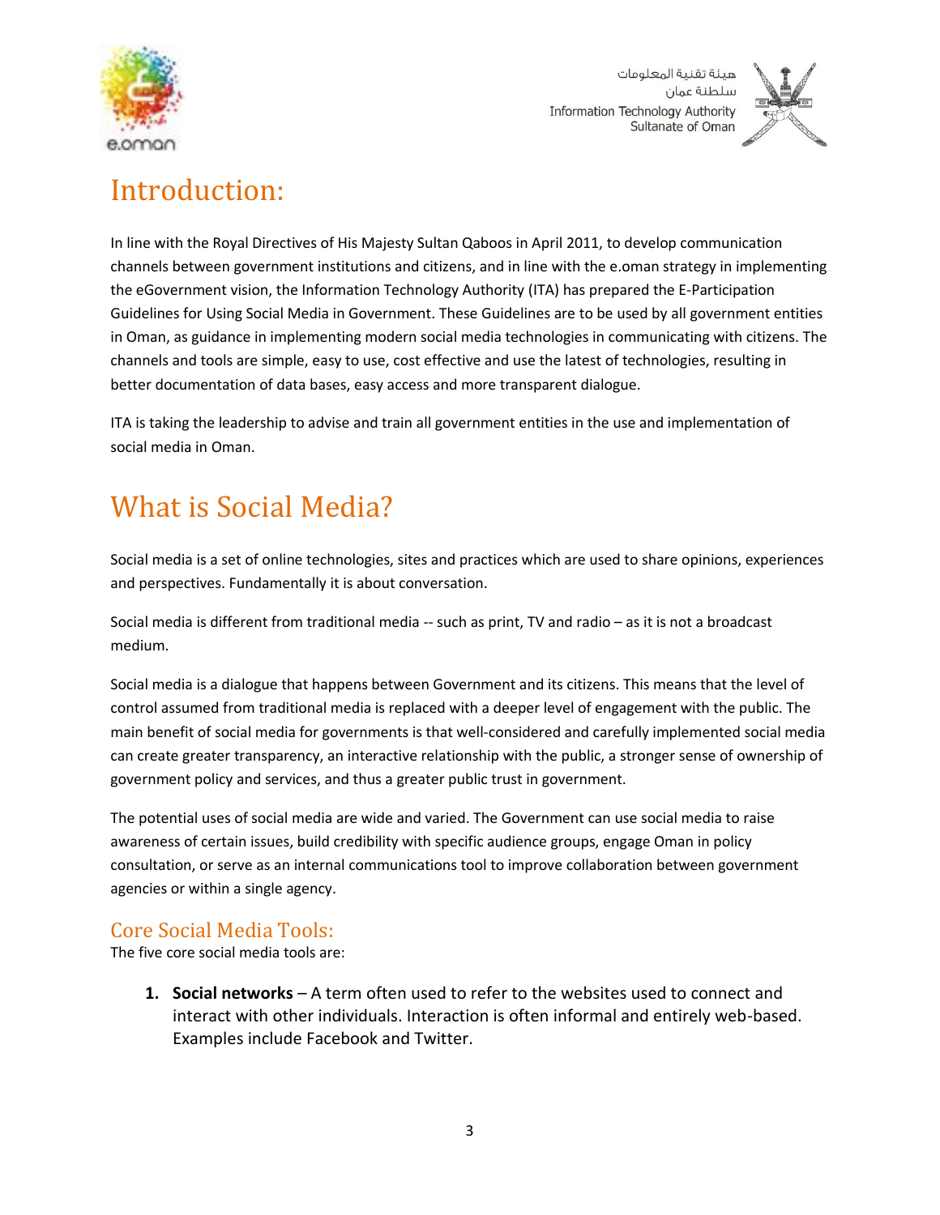# Introduction:

In line with the Royal Directives of His Majesty Sultan Qaboos in April 2011, to develop communication channels between government institutions and citizens, and in line with the e.oman strategy in implementing the eGovernment vision, the Information Technology Authority (ITA) has prepared the E-Participation Guidelines for Using Social Media in Government. These Guidelines are to be used by all government entities in Oman, as guidance in implementing modern social media technologies in communicating with citizens. The channels and tools are simple, easy to use, cost effective and use the latest of technologies, resulting in better documentation of data bases, easy access and more transparent dialogue.

ITA is taking the leadership to advise and train all government entities in the use and implementation of social media in Oman.

# What is Social Media?

Social media is a set of online technologies, sites and practices which are used to share opinions, experiences and perspectives. Fundamentally it is about conversation.

Social media is different from traditional media -- such as print, TV and radio – as it is not a broadcast medium.

Social media is a dialogue that happens between Government and its citizens. This means that the level of control assumed from traditional media is replaced with a deeper level of engagement with the public. The main benefit of social media for governments is that well-considered and carefully implemented social media can create greater transparency, an interactive relationship with the public, a stronger sense of ownership of government policy and services, and thus a greater public trust in government.

The potential uses of social media are wide and varied. The Government can use social media to raise awareness of certain issues, build credibility with specific audience groups, engage Oman in policy consultation, or serve as an internal communications tool to improve collaboration between government agencies or within a single agency.

## Core Social Media Tools:

The five core social media tools are:

1. **Social networks** – A term often used to refer to the websites used to connect and interact with other individuals. Interaction is often informal and entirely web-based. Examples include Facebook and Twitter.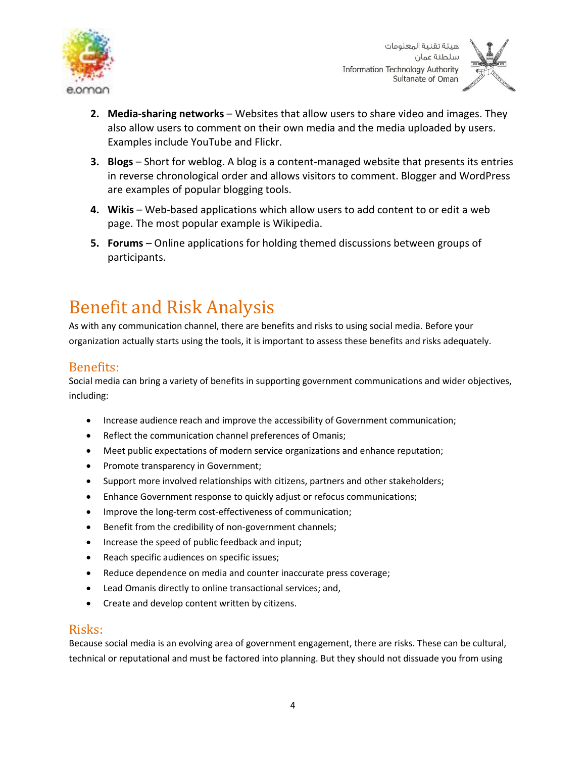2. **Media-sharing networks** – Websites that allow users to share video and images. They also allow users to comment on their own media and the media uploaded by users. Examples include YouTube and Flickr.
3. **Blogs** – Short for weblog. A blog is a content-managed website that presents its entries in reverse chronological order and allows visitors to comment. Blogger and WordPress are examples of popular blogging tools.
4. **Wikis** – Web-based applications which allow users to add content to or edit a web page. The most popular example is Wikipedia.
5. **Forums** – Online applications for holding themed discussions between groups of participants.

# Benefit and Risk Analysis

As with any communication channel, there are benefits and risks to using social media. Before your organization actually starts using the tools, it is important to assess these benefits and risks adequately.

## Benefits:

Social media can bring a variety of benefits in supporting government communications and wider objectives, including:

- Increase audience reach and improve the accessibility of Government communication;
- Reflect the communication channel preferences of Omanis;
- Meet public expectations of modern service organizations and enhance reputation;
- Promote transparency in Government;
- Support more involved relationships with citizens, partners and other stakeholders;
- Enhance Government response to quickly adjust or refocus communications;
- Improve the long-term cost-effectiveness of communication;
- Benefit from the credibility of non-government channels;
- Increase the speed of public feedback and input;
- Reach specific audiences on specific issues;
- Reduce dependence on media and counter inaccurate press coverage;
- Lead Omanis directly to online transactional services; and,
- Create and develop content written by citizens.

## Risks:

Because social media is an evolving area of government engagement, there are risks. These can be cultural, technical or reputational and must be factored into planning. But they should not dissuade you from using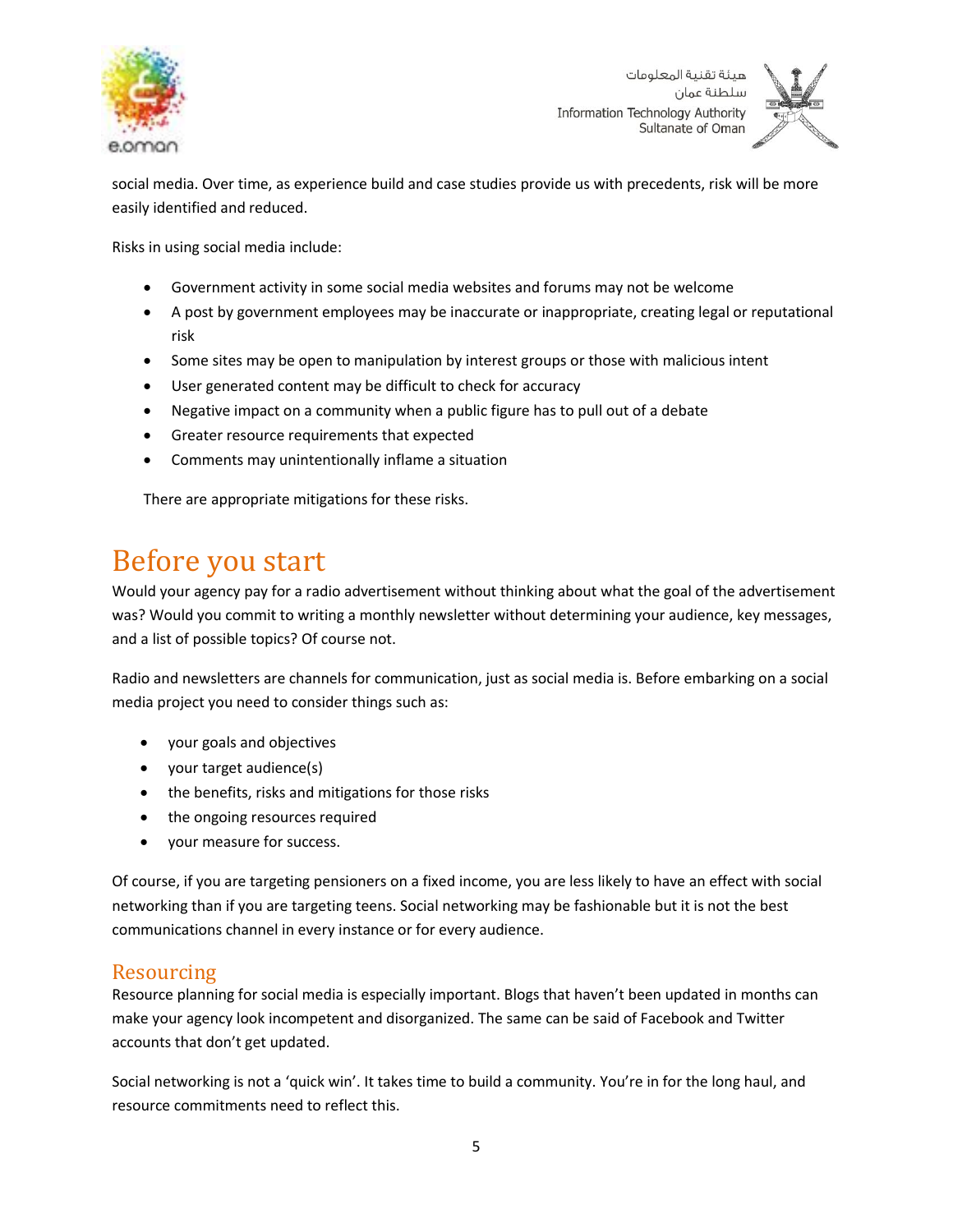social media. Over time, as experience build and case studies provide us with precedents, risk will be more easily identified and reduced.

Risks in using social media include:

- Government activity in some social media websites and forums may not be welcome
- A post by government employees may be inaccurate or inappropriate, creating legal or reputational risk
- Some sites may be open to manipulation by interest groups or those with malicious intent
- User generated content may be difficult to check for accuracy
- Negative impact on a community when a public figure has to pull out of a debate
- Greater resource requirements that expected
- Comments may unintentionally inflame a situation

There are appropriate mitigations for these risks.

# Before you start

Would your agency pay for a radio advertisement without thinking about what the goal of the advertisement was? Would you commit to writing a monthly newsletter without determining your audience, key messages, and a list of possible topics? Of course not.

Radio and newsletters are channels for communication, just as social media is. Before embarking on a social media project you need to consider things such as:

- your goals and objectives
- your target audience(s)
- the benefits, risks and mitigations for those risks
- the ongoing resources required
- your measure for success.

Of course, if you are targeting pensioners on a fixed income, you are less likely to have an effect with social networking than if you are targeting teens. Social networking may be fashionable but it is not the best communications channel in every instance or for every audience.

## Resourcing

Resource planning for social media is especially important. Blogs that haven't been updated in months can make your agency look incompetent and disorganized. The same can be said of Facebook and Twitter accounts that don't get updated.

Social networking is not a 'quick win'. It takes time to build a community. You're in for the long haul, and resource commitments need to reflect this.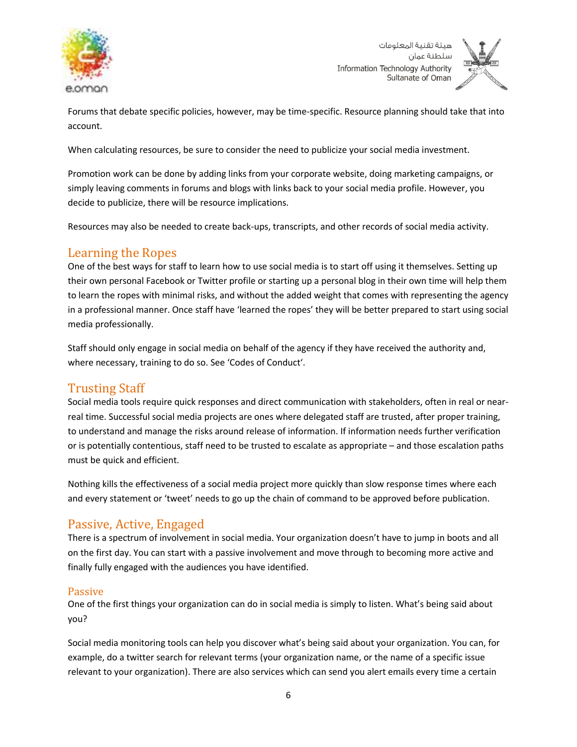Forums that debate specific policies, however, may be time-specific. Resource planning should take that into account.

When calculating resources, be sure to consider the need to publicize your social media investment.

Promotion work can be done by adding links from your corporate website, doing marketing campaigns, or simply leaving comments in forums and blogs with links back to your social media profile. However, you decide to publicize, there will be resource implications.

Resources may also be needed to create back-ups, transcripts, and other records of social media activity.

## Learning the Ropes

One of the best ways for staff to learn how to use social media is to start off using it themselves. Setting up their own personal Facebook or Twitter profile or starting up a personal blog in their own time will help them to learn the ropes with minimal risks, and without the added weight that comes with representing the agency in a professional manner. Once staff have 'learned the ropes' they will be better prepared to start using social media professionally.

Staff should only engage in social media on behalf of the agency if they have received the authority and, where necessary, training to do so. See 'Codes of Conduct'.

## Trusting Staff

Social media tools require quick responses and direct communication with stakeholders, often in real or near-real time. Successful social media projects are ones where delegated staff are trusted, after proper training, to understand and manage the risks around release of information. If information needs further verification or is potentially contentious, staff need to be trusted to escalate as appropriate – and those escalation paths must be quick and efficient.

Nothing kills the effectiveness of a social media project more quickly than slow response times where each and every statement or 'tweet' needs to go up the chain of command to be approved before publication.

## Passive, Active, Engaged

There is a spectrum of involvement in social media. Your organization doesn't have to jump in boots and all on the first day. You can start with a passive involvement and move through to becoming more active and finally fully engaged with the audiences you have identified.

### Passive

One of the first things your organization can do in social media is simply to listen. What's being said about you?

Social media monitoring tools can help you discover what's being said about your organization. You can, for example, do a twitter search for relevant terms (your organization name, or the name of a specific issue relevant to your organization). There are also services which can send you alert emails every time a certain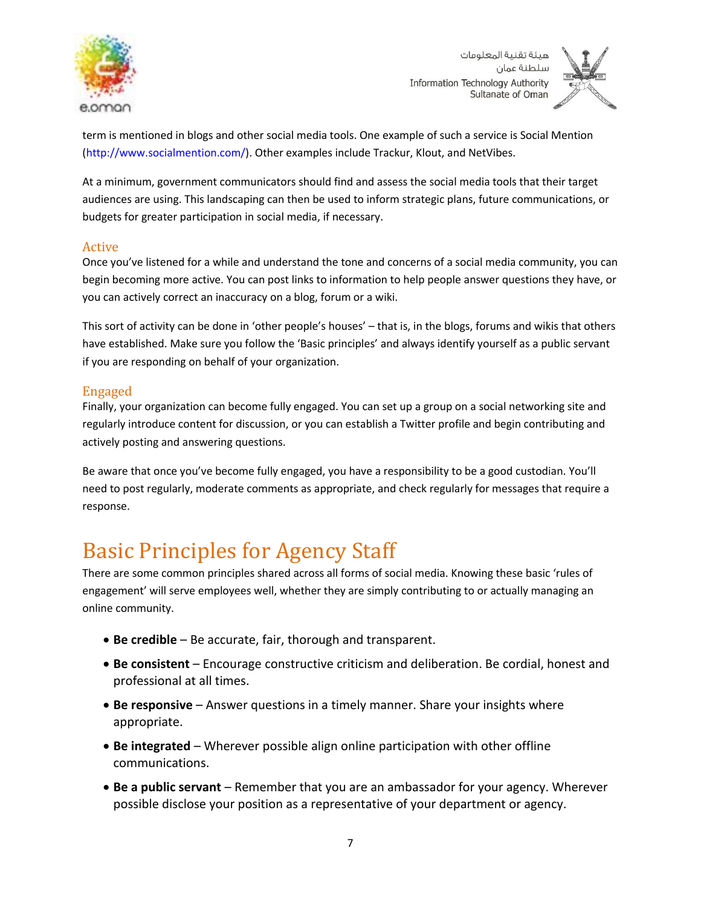term is mentioned in blogs and other social media tools. One example of such a service is Social Mention (http://www.socialmention.com/). Other examples include Trackur, Klout, and NetVibes.

At a minimum, government communicators should find and assess the social media tools that their target audiences are using. This landscaping can then be used to inform strategic plans, future communications, or budgets for greater participation in social media, if necessary.

### Active

Once you've listened for a while and understand the tone and concerns of a social media community, you can begin becoming more active. You can post links to information to help people answer questions they have, or you can actively correct an inaccuracy on a blog, forum or a wiki.

This sort of activity can be done in 'other people's houses' – that is, in the blogs, forums and wikis that others have established. Make sure you follow the 'Basic principles' and always identify yourself as a public servant if you are responding on behalf of your organization.

### Engaged

Finally, your organization can become fully engaged. You can set up a group on a social networking site and regularly introduce content for discussion, or you can establish a Twitter profile and begin contributing and actively posting and answering questions.

Be aware that once you've become fully engaged, you have a responsibility to be a good custodian. You'll need to post regularly, moderate comments as appropriate, and check regularly for messages that require a response.

# Basic Principles for Agency Staff

There are some common principles shared across all forms of social media. Knowing these basic 'rules of engagement' will serve employees well, whether they are simply contributing to or actually managing an online community.

- **Be credible** – Be accurate, fair, thorough and transparent.
- **Be consistent** – Encourage constructive criticism and deliberation. Be cordial, honest and professional at all times.
- **Be responsive** – Answer questions in a timely manner. Share your insights where appropriate.
- **Be integrated** – Wherever possible align online participation with other offline communications.
- **Be a public servant** – Remember that you are an ambassador for your agency. Wherever possible disclose your position as a representative of your department or agency.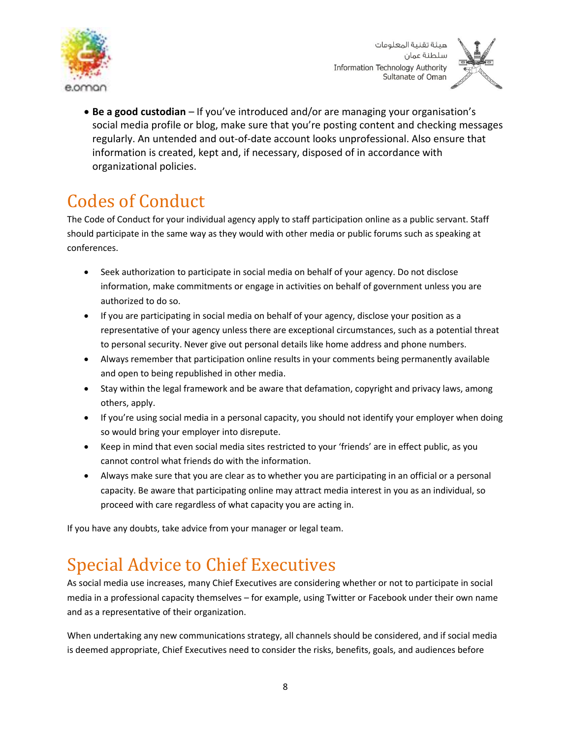- **Be a good custodian** – If you've introduced and/or are managing your organisation's social media profile or blog, make sure that you're posting content and checking messages regularly. An untended and out-of-date account looks unprofessional. Also ensure that information is created, kept and, if necessary, disposed of in accordance with organizational policies.

## Codes of Conduct

The Code of Conduct for your individual agency apply to staff participation online as a public servant. Staff should participate in the same way as they would with other media or public forums such as speaking at conferences.

- Seek authorization to participate in social media on behalf of your agency. Do not disclose information, make commitments or engage in activities on behalf of government unless you are authorized to do so.
- If you are participating in social media on behalf of your agency, disclose your position as a representative of your agency unless there are exceptional circumstances, such as a potential threat to personal security. Never give out personal details like home address and phone numbers.
- Always remember that participation online results in your comments being permanently available and open to being republished in other media.
- Stay within the legal framework and be aware that defamation, copyright and privacy laws, among others, apply.
- If you're using social media in a personal capacity, you should not identify your employer when doing so would bring your employer into disrepute.
- Keep in mind that even social media sites restricted to your 'friends' are in effect public, as you cannot control what friends do with the information.
- Always make sure that you are clear as to whether you are participating in an official or a personal capacity. Be aware that participating online may attract media interest in you as an individual, so proceed with care regardless of what capacity you are acting in.

If you have any doubts, take advice from your manager or legal team.

## Special Advice to Chief Executives

As social media use increases, many Chief Executives are considering whether or not to participate in social media in a professional capacity themselves – for example, using Twitter or Facebook under their own name and as a representative of their organization.

When undertaking any new communications strategy, all channels should be considered, and if social media is deemed appropriate, Chief Executives need to consider the risks, benefits, goals, and audiences before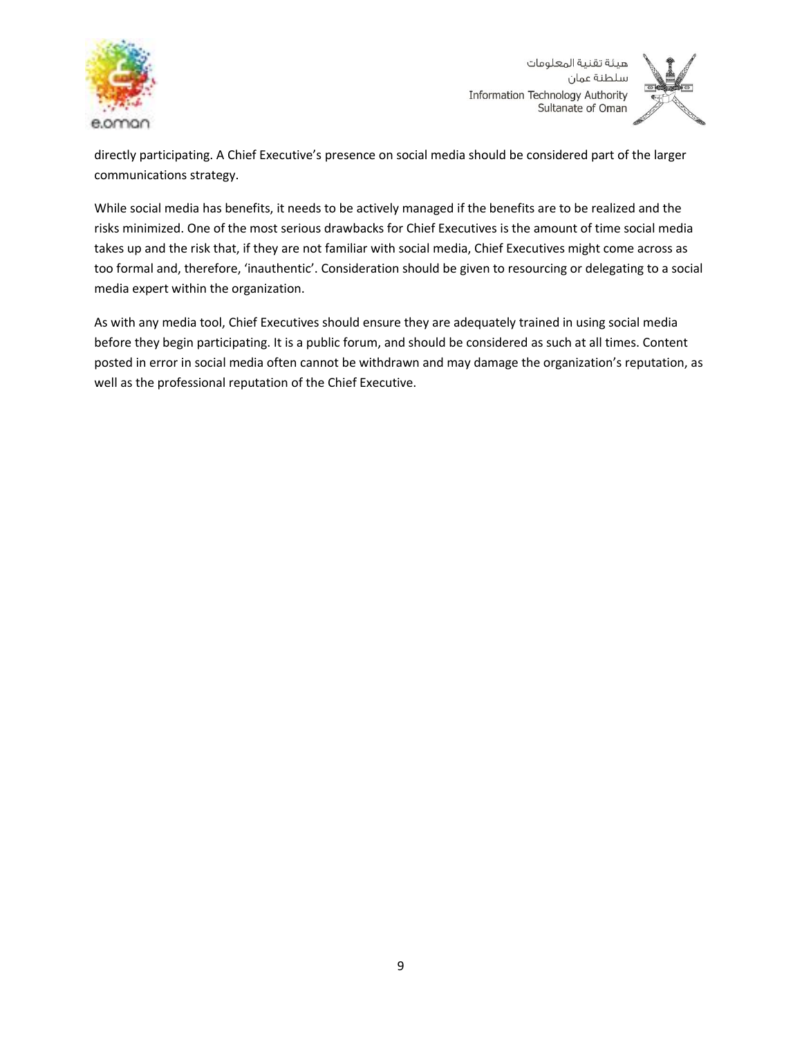directly participating. A Chief Executive's presence on social media should be considered part of the larger communications strategy.

While social media has benefits, it needs to be actively managed if the benefits are to be realized and the risks minimized. One of the most serious drawbacks for Chief Executives is the amount of time social media takes up and the risk that, if they are not familiar with social media, Chief Executives might come across as too formal and, therefore, 'inauthentic'. Consideration should be given to resourcing or delegating to a social media expert within the organization.

As with any media tool, Chief Executives should ensure they are adequately trained in using social media before they begin participating. It is a public forum, and should be considered as such at all times. Content posted in error in social media often cannot be withdrawn and may damage the organization's reputation, as well as the professional reputation of the Chief Executive.